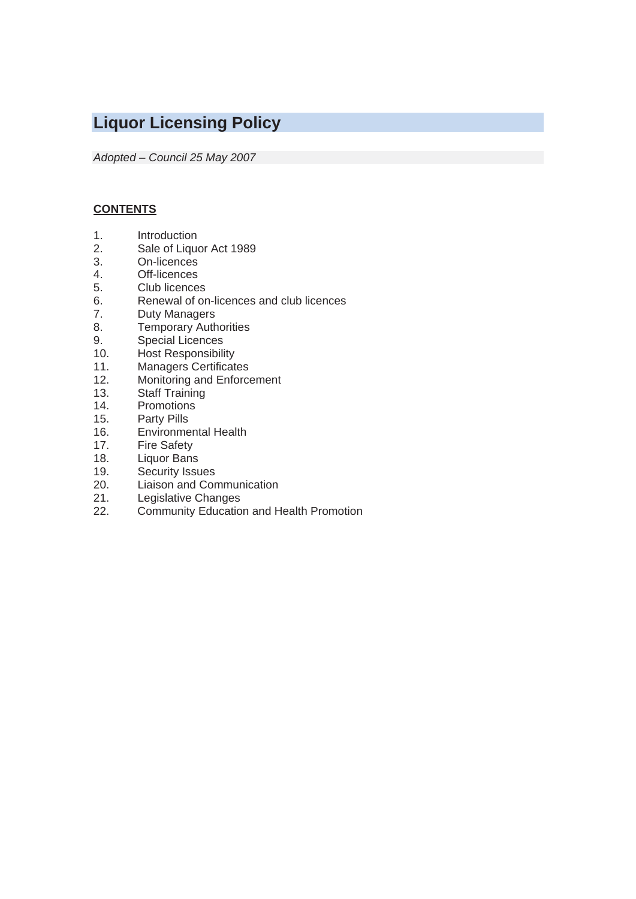# Liquor Licensing Policy

*Adopted – Council 25 May 2007*

**CONTENTS**

1. Introduction
2. Sale of Liquor Act 1989
3. On-licences
4. Off-licences
5. Club licences
6. Renewal of on-licences and club licences
7. Duty Managers
8. Temporary Authorities
9. Special Licences
10. Host Responsibility
11. Managers Certificates
12. Monitoring and Enforcement
13. Staff Training
14. Promotions
15. Party Pills
16. Environmental Health
17. Fire Safety
18. Liquor Bans
19. Security Issues
20. Liaison and Communication
21. Legislative Changes
22. Community Education and Health Promotion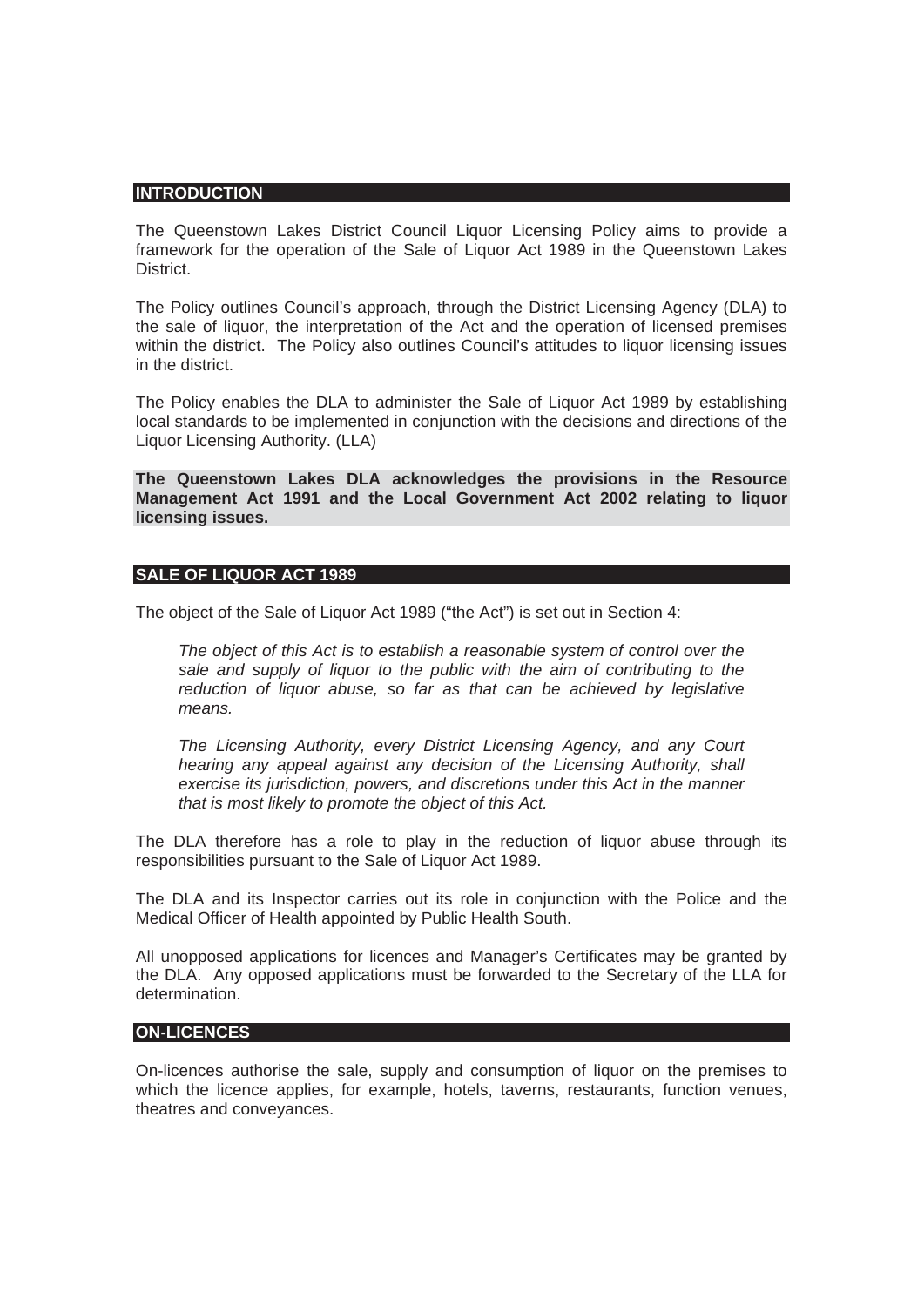## INTRODUCTION

The Queenstown Lakes District Council Liquor Licensing Policy aims to provide a framework for the operation of the Sale of Liquor Act 1989 in the Queenstown Lakes District.

The Policy outlines Council's approach, through the District Licensing Agency (DLA) to the sale of liquor, the interpretation of the Act and the operation of licensed premises within the district. The Policy also outlines Council's attitudes to liquor licensing issues in the district.

The Policy enables the DLA to administer the Sale of Liquor Act 1989 by establishing local standards to be implemented in conjunction with the decisions and directions of the Liquor Licensing Authority. (LLA)

**The Queenstown Lakes DLA acknowledges the provisions in the Resource Management Act 1991 and the Local Government Act 2002 relating to liquor licensing issues.**

## SALE OF LIQUOR ACT 1989

The object of the Sale of Liquor Act 1989 ("the Act") is set out in Section 4:

> *The object of this Act is to establish a reasonable system of control over the sale and supply of liquor to the public with the aim of contributing to the reduction of liquor abuse, so far as that can be achieved by legislative means.*
>
> *The Licensing Authority, every District Licensing Agency, and any Court hearing any appeal against any decision of the Licensing Authority, shall exercise its jurisdiction, powers, and discretions under this Act in the manner that is most likely to promote the object of this Act.*

The DLA therefore has a role to play in the reduction of liquor abuse through its responsibilities pursuant to the Sale of Liquor Act 1989.

The DLA and its Inspector carries out its role in conjunction with the Police and the Medical Officer of Health appointed by Public Health South.

All unopposed applications for licences and Manager's Certificates may be granted by the DLA. Any opposed applications must be forwarded to the Secretary of the LLA for determination.

## ON-LICENCES

On-licences authorise the sale, supply and consumption of liquor on the premises to which the licence applies, for example, hotels, taverns, restaurants, function venues, theatres and conveyances.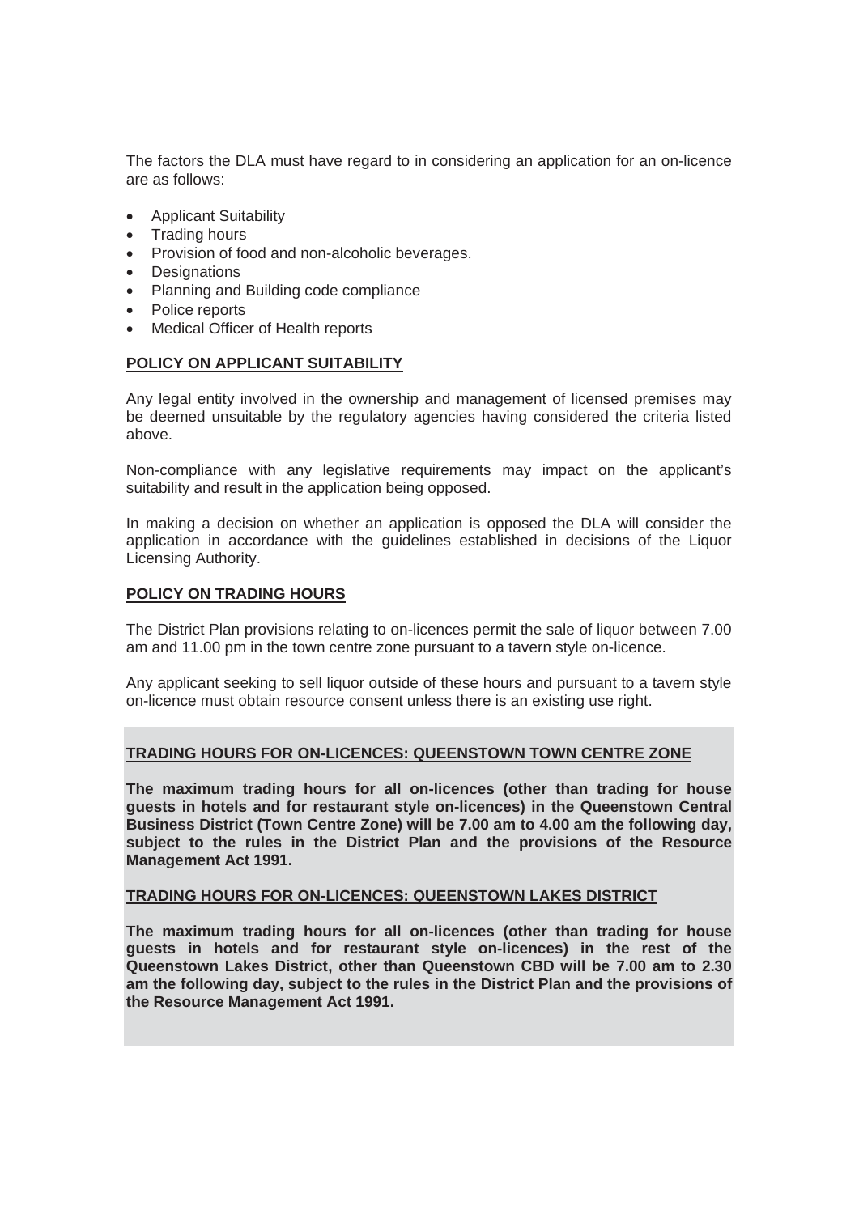The factors the DLA must have regard to in considering an application for an on-licence are as follows:

- Applicant Suitability
- Trading hours
- Provision of food and non-alcoholic beverages.
- Designations
- Planning and Building code compliance
- Police reports
- Medical Officer of Health reports

## POLICY ON APPLICANT SUITABILITY

Any legal entity involved in the ownership and management of licensed premises may be deemed unsuitable by the regulatory agencies having considered the criteria listed above.

Non-compliance with any legislative requirements may impact on the applicant's suitability and result in the application being opposed.

In making a decision on whether an application is opposed the DLA will consider the application in accordance with the guidelines established in decisions of the Liquor Licensing Authority.

## POLICY ON TRADING HOURS

The District Plan provisions relating to on-licences permit the sale of liquor between 7.00 am and 11.00 pm in the town centre zone pursuant to a tavern style on-licence.

Any applicant seeking to sell liquor outside of these hours and pursuant to a tavern style on-licence must obtain resource consent unless there is an existing use right.

### TRADING HOURS FOR ON-LICENCES: QUEENSTOWN TOWN CENTRE ZONE

**The maximum trading hours for all on-licences (other than trading for house guests in hotels and for restaurant style on-licences) in the Queenstown Central Business District (Town Centre Zone) will be 7.00 am to 4.00 am the following day, subject to the rules in the District Plan and the provisions of the Resource Management Act 1991.**

### TRADING HOURS FOR ON-LICENCES: QUEENSTOWN LAKES DISTRICT

**The maximum trading hours for all on-licences (other than trading for house guests in hotels and for restaurant style on-licences) in the rest of the Queenstown Lakes District, other than Queenstown CBD will be 7.00 am to 2.30 am the following day, subject to the rules in the District Plan and the provisions of the Resource Management Act 1991.**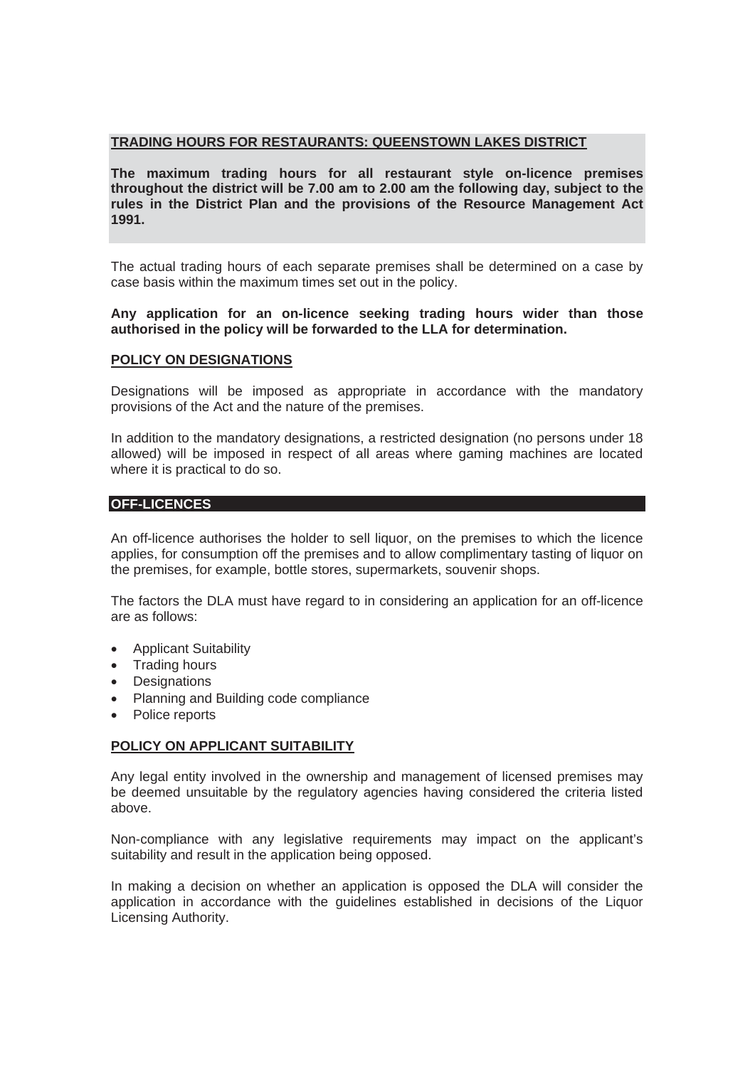**TRADING HOURS FOR RESTAURANTS: QUEENSTOWN LAKES DISTRICT**

**The maximum trading hours for all restaurant style on-licence premises throughout the district will be 7.00 am to 2.00 am the following day, subject to the rules in the District Plan and the provisions of the Resource Management Act 1991.**

The actual trading hours of each separate premises shall be determined on a case by case basis within the maximum times set out in the policy.

**Any application for an on-licence seeking trading hours wider than those authorised in the policy will be forwarded to the LLA for determination.**

### POLICY ON DESIGNATIONS

Designations will be imposed as appropriate in accordance with the mandatory provisions of the Act and the nature of the premises.

In addition to the mandatory designations, a restricted designation (no persons under 18 allowed) will be imposed in respect of all areas where gaming machines are located where it is practical to do so.

## OFF-LICENCES

An off-licence authorises the holder to sell liquor, on the premises to which the licence applies, for consumption off the premises and to allow complimentary tasting of liquor on the premises, for example, bottle stores, supermarkets, souvenir shops.

The factors the DLA must have regard to in considering an application for an off-licence are as follows:

- Applicant Suitability
- Trading hours
- Designations
- Planning and Building code compliance
- Police reports

### POLICY ON APPLICANT SUITABILITY

Any legal entity involved in the ownership and management of licensed premises may be deemed unsuitable by the regulatory agencies having considered the criteria listed above.

Non-compliance with any legislative requirements may impact on the applicant's suitability and result in the application being opposed.

In making a decision on whether an application is opposed the DLA will consider the application in accordance with the guidelines established in decisions of the Liquor Licensing Authority.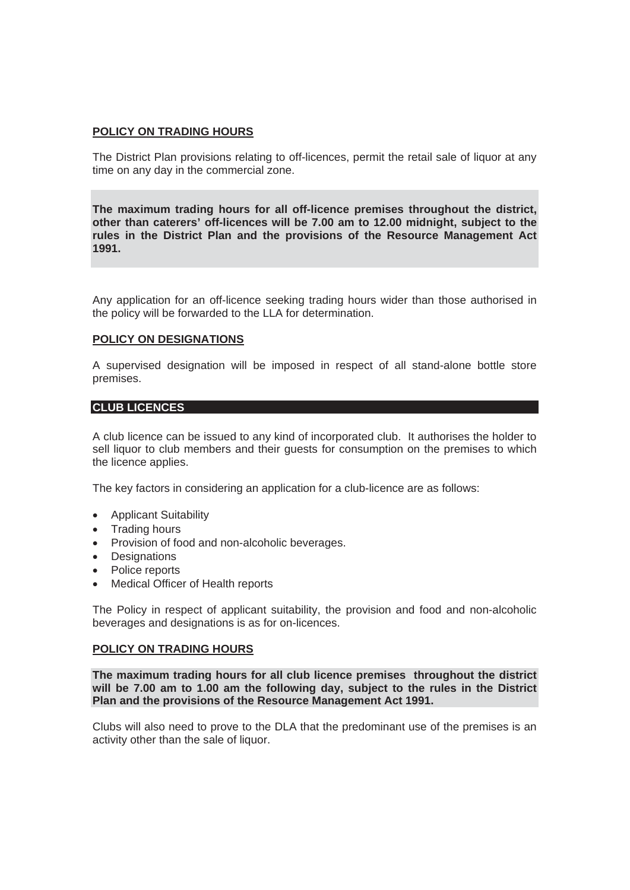**POLICY ON TRADING HOURS**

The District Plan provisions relating to off-licences, permit the retail sale of liquor at any time on any day in the commercial zone.

**The maximum trading hours for all off-licence premises throughout the district, other than caterers' off-licences will be 7.00 am to 12.00 midnight, subject to the rules in the District Plan and the provisions of the Resource Management Act 1991.**

Any application for an off-licence seeking trading hours wider than those authorised in the policy will be forwarded to the LLA for determination.

**POLICY ON DESIGNATIONS**

A supervised designation will be imposed in respect of all stand-alone bottle store premises.

## CLUB LICENCES

A club licence can be issued to any kind of incorporated club. It authorises the holder to sell liquor to club members and their guests for consumption on the premises to which the licence applies.

The key factors in considering an application for a club-licence are as follows:

- Applicant Suitability
- Trading hours
- Provision of food and non-alcoholic beverages.
- Designations
- Police reports
- Medical Officer of Health reports

The Policy in respect of applicant suitability, the provision and food and non-alcoholic beverages and designations is as for on-licences.

**POLICY ON TRADING HOURS**

**The maximum trading hours for all club licence premises throughout the district will be 7.00 am to 1.00 am the following day, subject to the rules in the District Plan and the provisions of the Resource Management Act 1991.**

Clubs will also need to prove to the DLA that the predominant use of the premises is an activity other than the sale of liquor.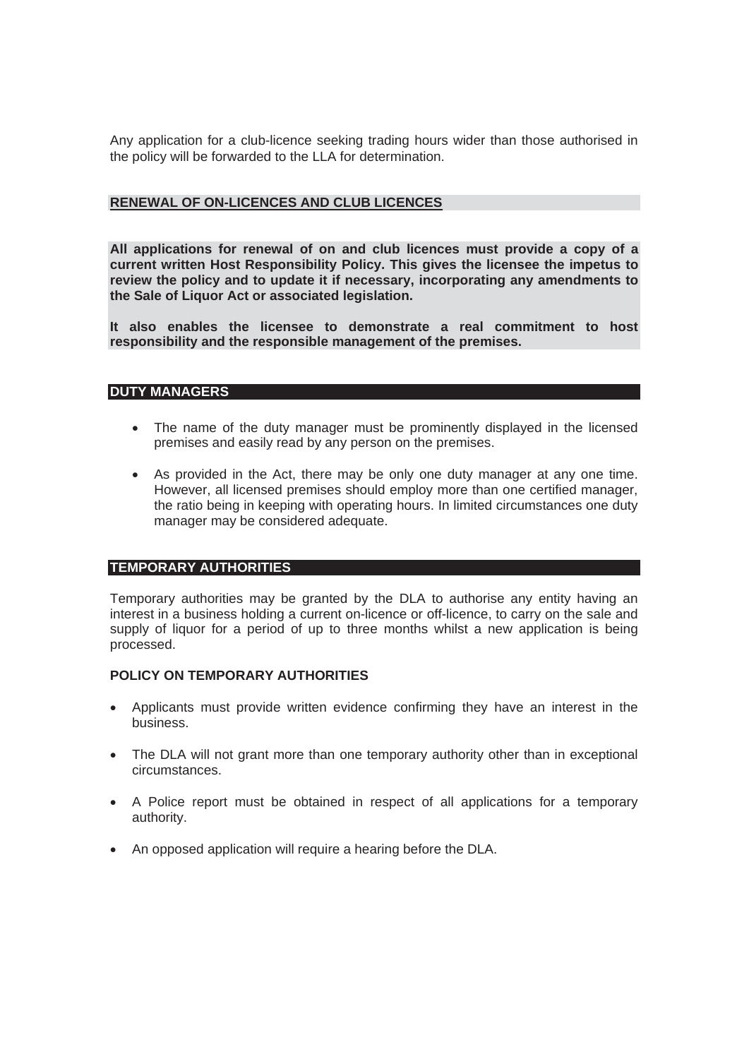Any application for a club-licence seeking trading hours wider than those authorised in the policy will be forwarded to the LLA for determination.

## RENEWAL OF ON-LICENCES AND CLUB LICENCES

**All applications for renewal of on and club licences must provide a copy of a current written Host Responsibility Policy. This gives the licensee the impetus to review the policy and to update it if necessary, incorporating any amendments to the Sale of Liquor Act or associated legislation.**

**It also enables the licensee to demonstrate a real commitment to host responsibility and the responsible management of the premises.**

## DUTY MANAGERS

- The name of the duty manager must be prominently displayed in the licensed premises and easily read by any person on the premises.
- As provided in the Act, there may be only one duty manager at any one time. However, all licensed premises should employ more than one certified manager, the ratio being in keeping with operating hours. In limited circumstances one duty manager may be considered adequate.

## TEMPORARY AUTHORITIES

Temporary authorities may be granted by the DLA to authorise any entity having an interest in a business holding a current on-licence or off-licence, to carry on the sale and supply of liquor for a period of up to three months whilst a new application is being processed.

### POLICY ON TEMPORARY AUTHORITIES

- Applicants must provide written evidence confirming they have an interest in the business.
- The DLA will not grant more than one temporary authority other than in exceptional circumstances.
- A Police report must be obtained in respect of all applications for a temporary authority.
- An opposed application will require a hearing before the DLA.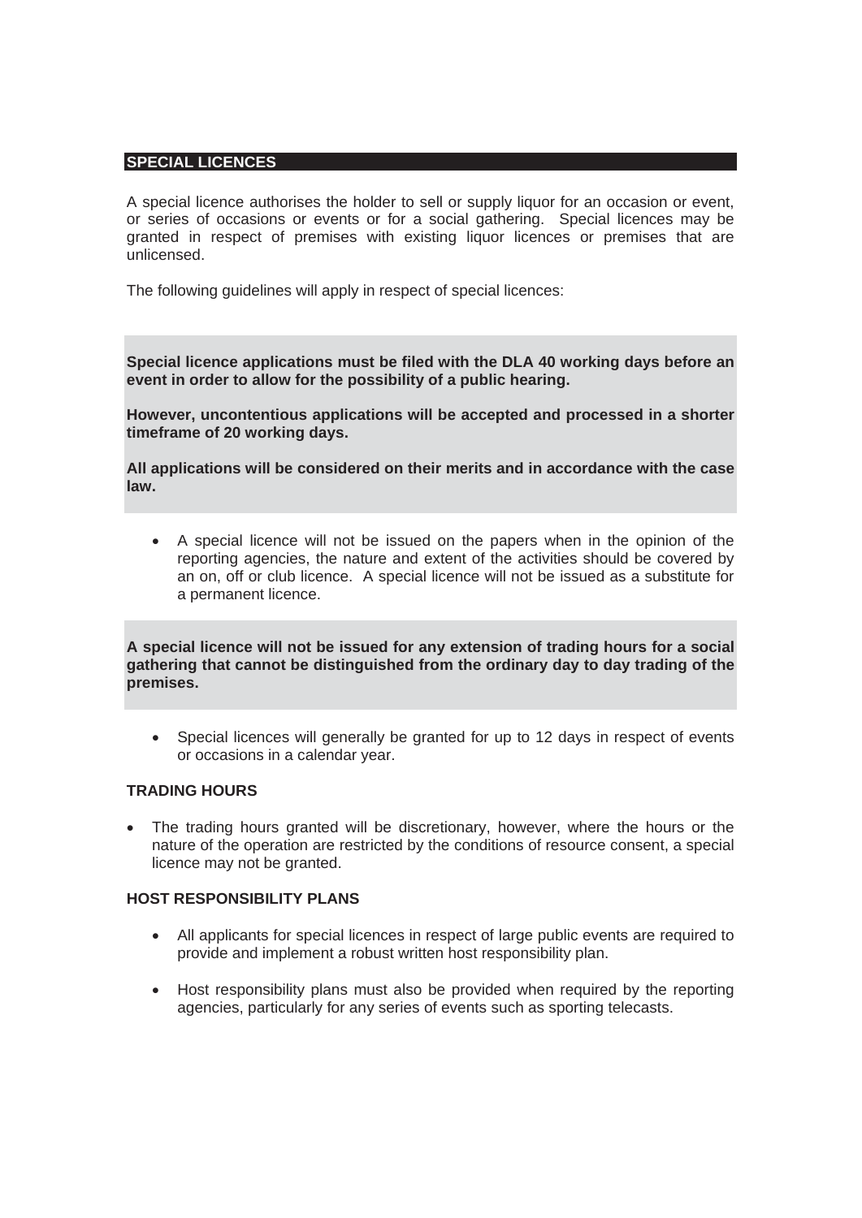## SPECIAL LICENCES

A special licence authorises the holder to sell or supply liquor for an occasion or event, or series of occasions or events or for a social gathering. Special licences may be granted in respect of premises with existing liquor licences or premises that are unlicensed.

The following guidelines will apply in respect of special licences:

**Special licence applications must be filed with the DLA 40 working days before an event in order to allow for the possibility of a public hearing.**

**However, uncontentious applications will be accepted and processed in a shorter timeframe of 20 working days.**

**All applications will be considered on their merits and in accordance with the case law.**

- A special licence will not be issued on the papers when in the opinion of the reporting agencies, the nature and extent of the activities should be covered by an on, off or club licence. A special licence will not be issued as a substitute for a permanent licence.

**A special licence will not be issued for any extension of trading hours for a social gathering that cannot be distinguished from the ordinary day to day trading of the premises.**

- Special licences will generally be granted for up to 12 days in respect of events or occasions in a calendar year.

### TRADING HOURS

- The trading hours granted will be discretionary, however, where the hours or the nature of the operation are restricted by the conditions of resource consent, a special licence may not be granted.

### HOST RESPONSIBILITY PLANS

- All applicants for special licences in respect of large public events are required to provide and implement a robust written host responsibility plan.
- Host responsibility plans must also be provided when required by the reporting agencies, particularly for any series of events such as sporting telecasts.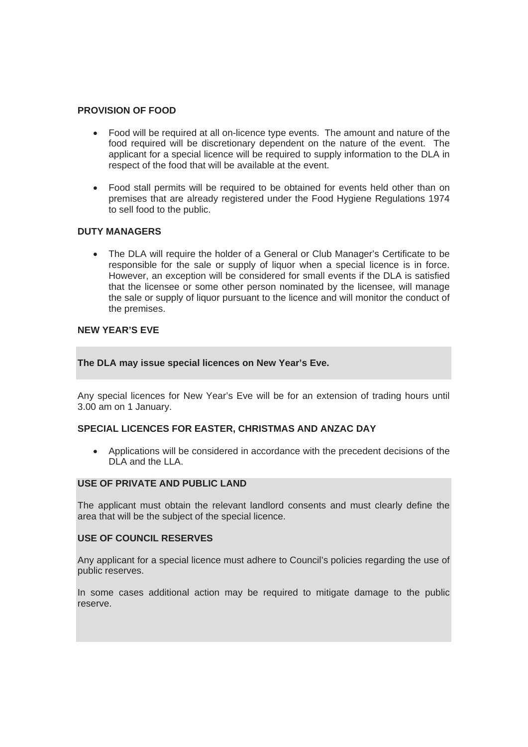### PROVISION OF FOOD

- Food will be required at all on-licence type events. The amount and nature of the food required will be discretionary dependent on the nature of the event. The applicant for a special licence will be required to supply information to the DLA in respect of the food that will be available at the event.

- Food stall permits will be required to be obtained for events held other than on premises that are already registered under the Food Hygiene Regulations 1974 to sell food to the public.

### DUTY MANAGERS

- The DLA will require the holder of a General or Club Manager's Certificate to be responsible for the sale or supply of liquor when a special licence is in force. However, an exception will be considered for small events if the DLA is satisfied that the licensee or some other person nominated by the licensee, will manage the sale or supply of liquor pursuant to the licence and will monitor the conduct of the premises.

### NEW YEAR'S EVE

**The DLA may issue special licences on New Year's Eve.**

Any special licences for New Year's Eve will be for an extension of trading hours until 3.00 am on 1 January.

### SPECIAL LICENCES FOR EASTER, CHRISTMAS AND ANZAC DAY

- Applications will be considered in accordance with the precedent decisions of the DLA and the LLA.

### USE OF PRIVATE AND PUBLIC LAND

The applicant must obtain the relevant landlord consents and must clearly define the area that will be the subject of the special licence.

### USE OF COUNCIL RESERVES

Any applicant for a special licence must adhere to Council's policies regarding the use of public reserves.

In some cases additional action may be required to mitigate damage to the public reserve.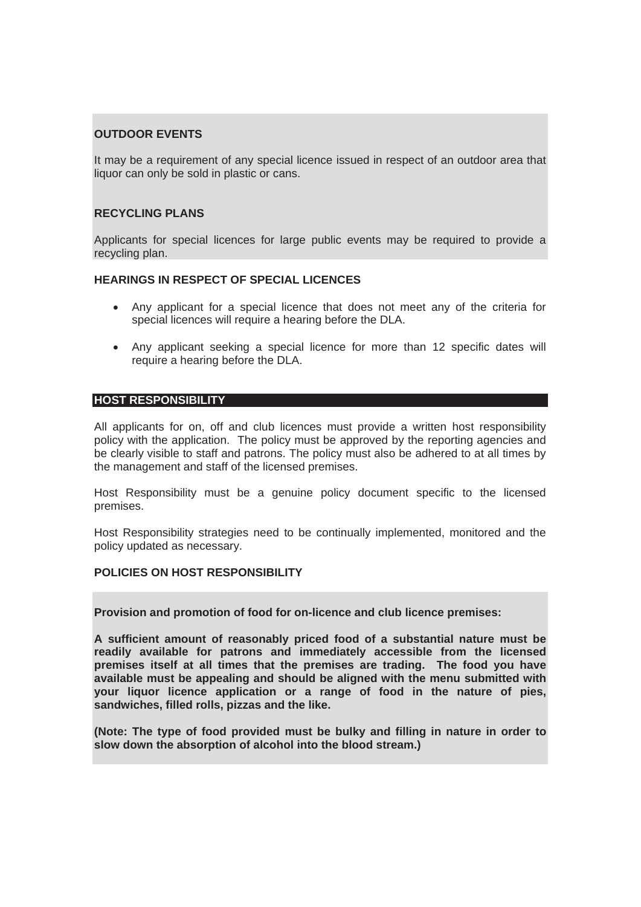### OUTDOOR EVENTS

It may be a requirement of any special licence issued in respect of an outdoor area that liquor can only be sold in plastic or cans.

### RECYCLING PLANS

Applicants for special licences for large public events may be required to provide a recycling plan.

### HEARINGS IN RESPECT OF SPECIAL LICENCES

- Any applicant for a special licence that does not meet any of the criteria for special licences will require a hearing before the DLA.
- Any applicant seeking a special licence for more than 12 specific dates will require a hearing before the DLA.

## HOST RESPONSIBILITY

All applicants for on, off and club licences must provide a written host responsibility policy with the application. The policy must be approved by the reporting agencies and be clearly visible to staff and patrons. The policy must also be adhered to at all times by the management and staff of the licensed premises.

Host Responsibility must be a genuine policy document specific to the licensed premises.

Host Responsibility strategies need to be continually implemented, monitored and the policy updated as necessary.

### POLICIES ON HOST RESPONSIBILITY

**Provision and promotion of food for on-licence and club licence premises:**

**A sufficient amount of reasonably priced food of a substantial nature must be readily available for patrons and immediately accessible from the licensed premises itself at all times that the premises are trading. The food you have available must be appealing and should be aligned with the menu submitted with your liquor licence application or a range of food in the nature of pies, sandwiches, filled rolls, pizzas and the like.**

**(Note: The type of food provided must be bulky and filling in nature in order to slow down the absorption of alcohol into the blood stream.)**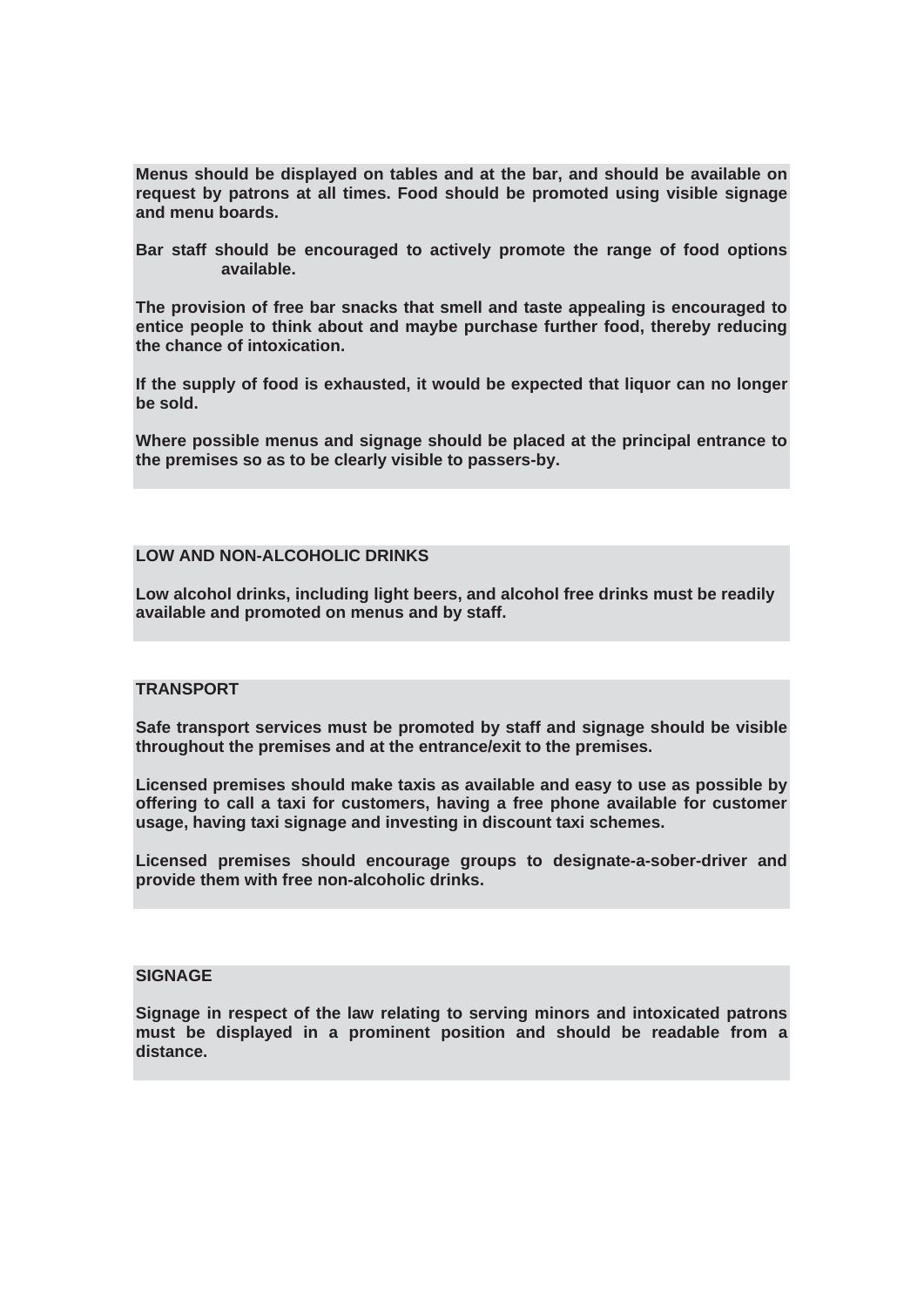**Menus should be displayed on tables and at the bar, and should be available on request by patrons at all times. Food should be promoted using visible signage and menu boards.**

**Bar staff should be encouraged to actively promote the range of food options available.**

**The provision of free bar snacks that smell and taste appealing is encouraged to entice people to think about and maybe purchase further food, thereby reducing the chance of intoxication.**

**If the supply of food is exhausted, it would be expected that liquor can no longer be sold.**

**Where possible menus and signage should be placed at the principal entrance to the premises so as to be clearly visible to passers-by.**

## LOW AND NON-ALCOHOLIC DRINKS

**Low alcohol drinks, including light beers, and alcohol free drinks must be readily available and promoted on menus and by staff.**

## TRANSPORT

**Safe transport services must be promoted by staff and signage should be visible throughout the premises and at the entrance/exit to the premises.**

**Licensed premises should make taxis as available and easy to use as possible by offering to call a taxi for customers, having a free phone available for customer usage, having taxi signage and investing in discount taxi schemes.**

**Licensed premises should encourage groups to designate-a-sober-driver and provide them with free non-alcoholic drinks.**

## SIGNAGE

**Signage in respect of the law relating to serving minors and intoxicated patrons must be displayed in a prominent position and should be readable from a distance.**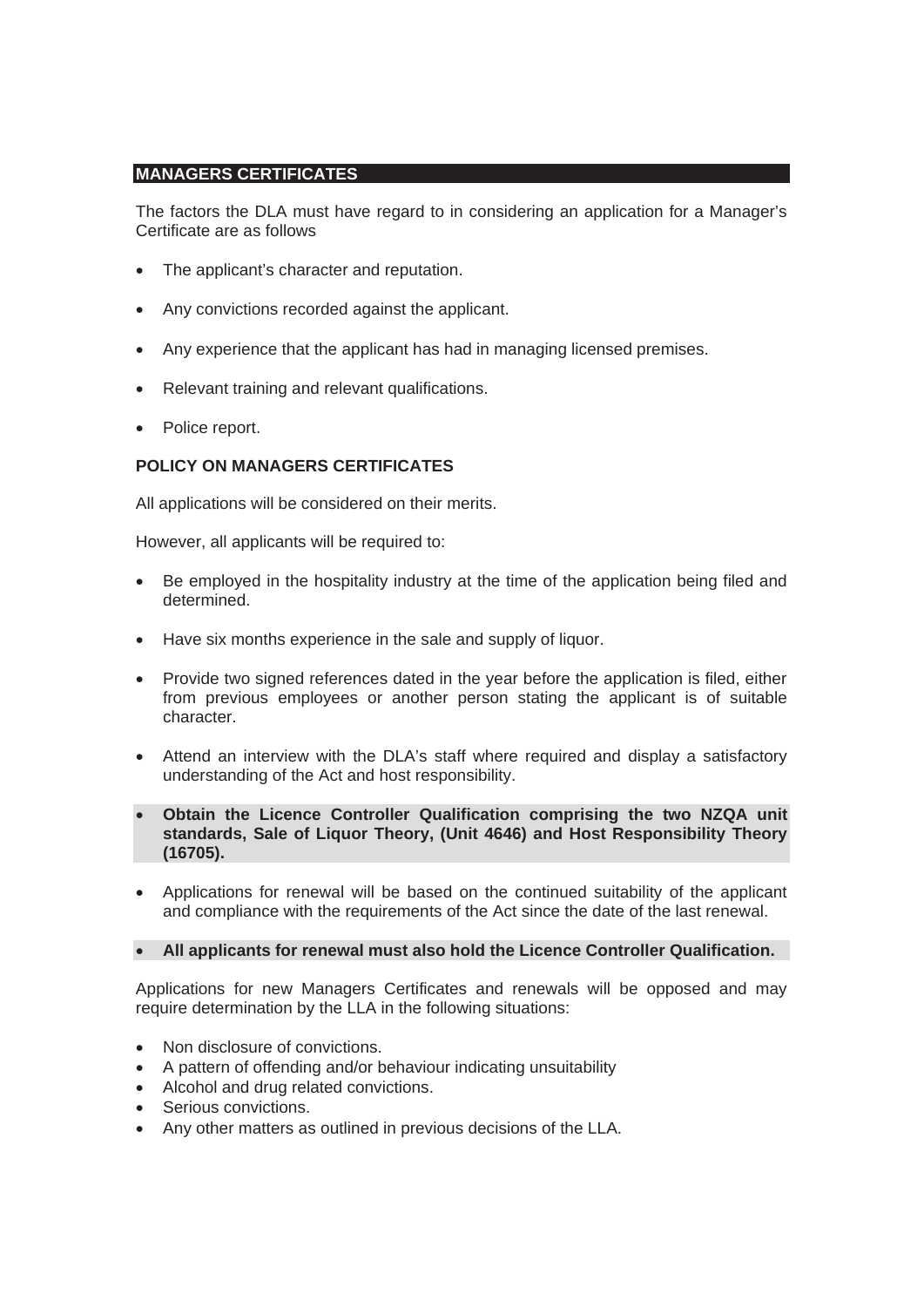## MANAGERS CERTIFICATES

The factors the DLA must have regard to in considering an application for a Manager's Certificate are as follows

- The applicant's character and reputation.
- Any convictions recorded against the applicant.
- Any experience that the applicant has had in managing licensed premises.
- Relevant training and relevant qualifications.
- Police report.

### POLICY ON MANAGERS CERTIFICATES

All applications will be considered on their merits.

However, all applicants will be required to:

- Be employed in the hospitality industry at the time of the application being filed and determined.
- Have six months experience in the sale and supply of liquor.
- Provide two signed references dated in the year before the application is filed, either from previous employees or another person stating the applicant is of suitable character.
- Attend an interview with the DLA's staff where required and display a satisfactory understanding of the Act and host responsibility.
- **Obtain the Licence Controller Qualification comprising the two NZQA unit standards, Sale of Liquor Theory, (Unit 4646) and Host Responsibility Theory (16705).**
- Applications for renewal will be based on the continued suitability of the applicant and compliance with the requirements of the Act since the date of the last renewal.
- **All applicants for renewal must also hold the Licence Controller Qualification.**

Applications for new Managers Certificates and renewals will be opposed and may require determination by the LLA in the following situations:

- Non disclosure of convictions.
- A pattern of offending and/or behaviour indicating unsuitability
- Alcohol and drug related convictions.
- Serious convictions.
- Any other matters as outlined in previous decisions of the LLA.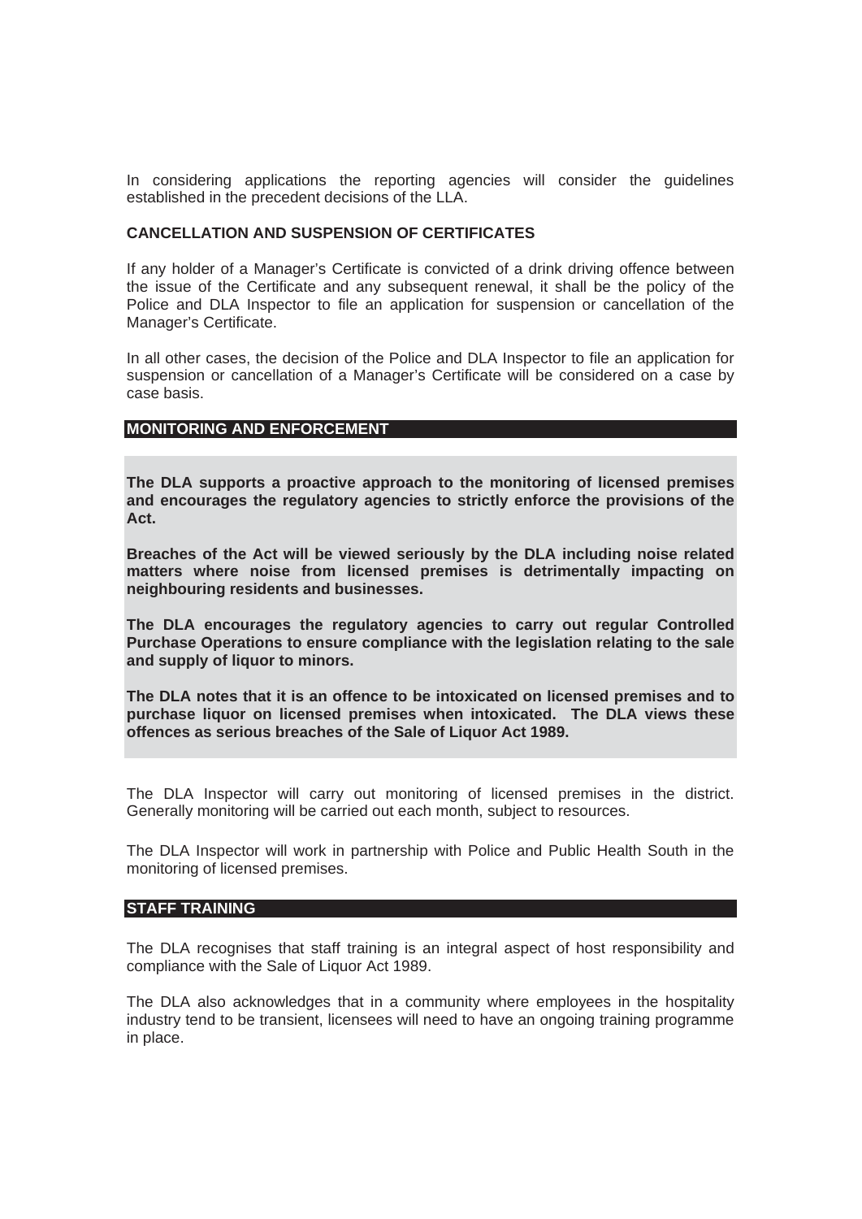In considering applications the reporting agencies will consider the guidelines established in the precedent decisions of the LLA.

### CANCELLATION AND SUSPENSION OF CERTIFICATES

If any holder of a Manager's Certificate is convicted of a drink driving offence between the issue of the Certificate and any subsequent renewal, it shall be the policy of the Police and DLA Inspector to file an application for suspension or cancellation of the Manager's Certificate.

In all other cases, the decision of the Police and DLA Inspector to file an application for suspension or cancellation of a Manager's Certificate will be considered on a case by case basis.

## MONITORING AND ENFORCEMENT

**The DLA supports a proactive approach to the monitoring of licensed premises and encourages the regulatory agencies to strictly enforce the provisions of the Act.**

**Breaches of the Act will be viewed seriously by the DLA including noise related matters where noise from licensed premises is detrimentally impacting on neighbouring residents and businesses.**

**The DLA encourages the regulatory agencies to carry out regular Controlled Purchase Operations to ensure compliance with the legislation relating to the sale and supply of liquor to minors.**

**The DLA notes that it is an offence to be intoxicated on licensed premises and to purchase liquor on licensed premises when intoxicated. The DLA views these offences as serious breaches of the Sale of Liquor Act 1989.**

The DLA Inspector will carry out monitoring of licensed premises in the district. Generally monitoring will be carried out each month, subject to resources.

The DLA Inspector will work in partnership with Police and Public Health South in the monitoring of licensed premises.

## STAFF TRAINING

The DLA recognises that staff training is an integral aspect of host responsibility and compliance with the Sale of Liquor Act 1989.

The DLA also acknowledges that in a community where employees in the hospitality industry tend to be transient, licensees will need to have an ongoing training programme in place.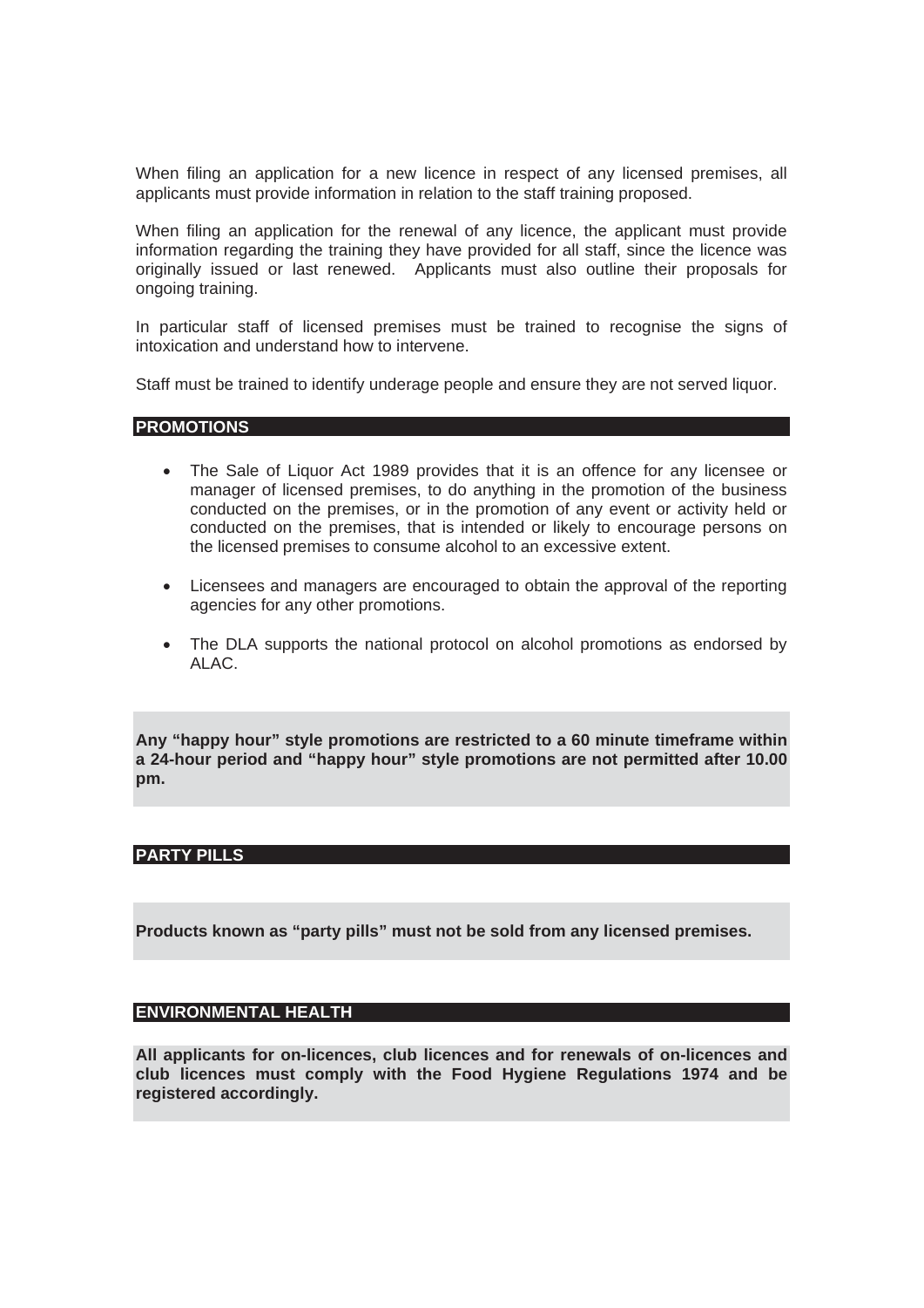When filing an application for a new licence in respect of any licensed premises, all applicants must provide information in relation to the staff training proposed.

When filing an application for the renewal of any licence, the applicant must provide information regarding the training they have provided for all staff, since the licence was originally issued or last renewed. Applicants must also outline their proposals for ongoing training.

In particular staff of licensed premises must be trained to recognise the signs of intoxication and understand how to intervene.

Staff must be trained to identify underage people and ensure they are not served liquor.

## PROMOTIONS

- The Sale of Liquor Act 1989 provides that it is an offence for any licensee or manager of licensed premises, to do anything in the promotion of the business conducted on the premises, or in the promotion of any event or activity held or conducted on the premises, that is intended or likely to encourage persons on the licensed premises to consume alcohol to an excessive extent.
- Licensees and managers are encouraged to obtain the approval of the reporting agencies for any other promotions.
- The DLA supports the national protocol on alcohol promotions as endorsed by ALAC.

**Any "happy hour" style promotions are restricted to a 60 minute timeframe within a 24-hour period and "happy hour" style promotions are not permitted after 10.00 pm.**

## PARTY PILLS

**Products known as "party pills" must not be sold from any licensed premises.**

## ENVIRONMENTAL HEALTH

**All applicants for on-licences, club licences and for renewals of on-licences and club licences must comply with the Food Hygiene Regulations 1974 and be registered accordingly.**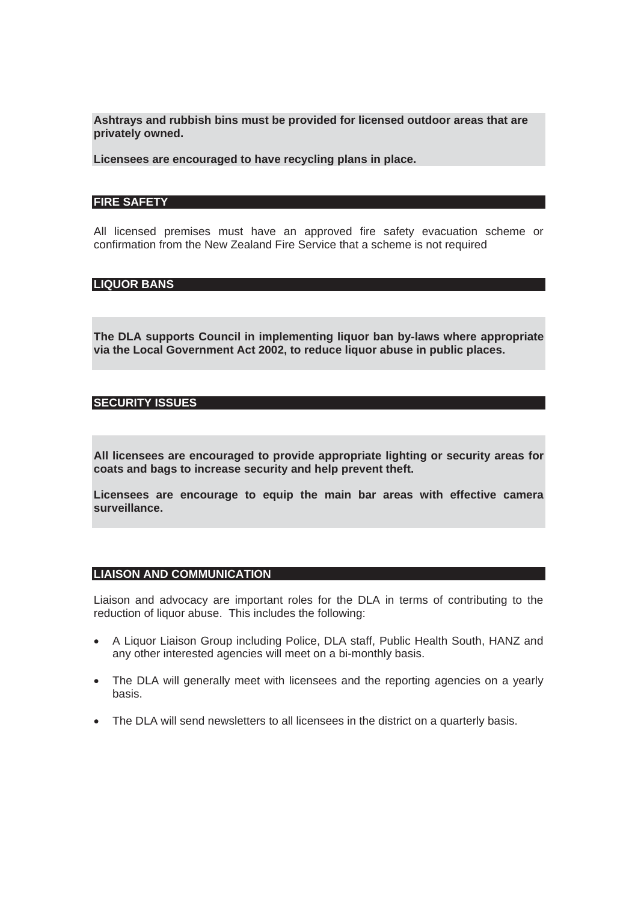**Ashtrays and rubbish bins must be provided for licensed outdoor areas that are privately owned.**

**Licensees are encouraged to have recycling plans in place.**

## FIRE SAFETY

All licensed premises must have an approved fire safety evacuation scheme or confirmation from the New Zealand Fire Service that a scheme is not required

## LIQUOR BANS

**The DLA supports Council in implementing liquor ban by-laws where appropriate via the Local Government Act 2002, to reduce liquor abuse in public places.**

## SECURITY ISSUES

**All licensees are encouraged to provide appropriate lighting or security areas for coats and bags to increase security and help prevent theft.**

**Licensees are encourage to equip the main bar areas with effective camera surveillance.**

## LIAISON AND COMMUNICATION

Liaison and advocacy are important roles for the DLA in terms of contributing to the reduction of liquor abuse. This includes the following:

- A Liquor Liaison Group including Police, DLA staff, Public Health South, HANZ and any other interested agencies will meet on a bi-monthly basis.
- The DLA will generally meet with licensees and the reporting agencies on a yearly basis.
- The DLA will send newsletters to all licensees in the district on a quarterly basis.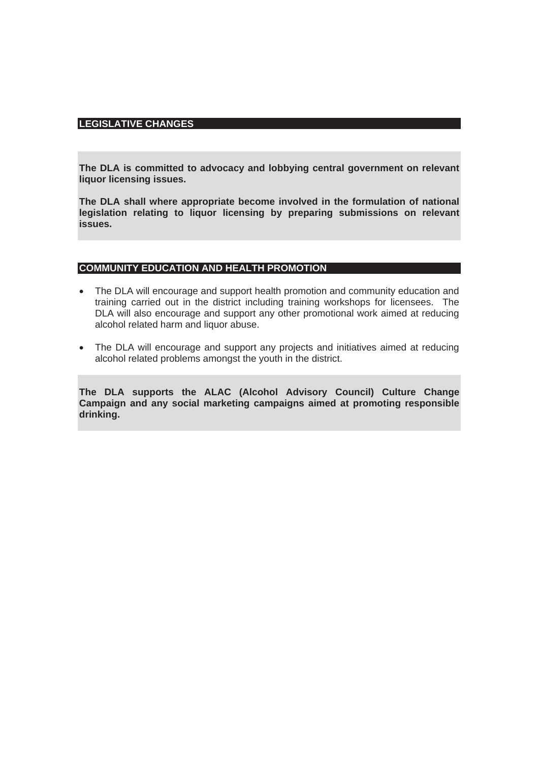## LEGISLATIVE CHANGES

**The DLA is committed to advocacy and lobbying central government on relevant liquor licensing issues.**

**The DLA shall where appropriate become involved in the formulation of national legislation relating to liquor licensing by preparing submissions on relevant issues.**

## COMMUNITY EDUCATION AND HEALTH PROMOTION

- The DLA will encourage and support health promotion and community education and training carried out in the district including training workshops for licensees. The DLA will also encourage and support any other promotional work aimed at reducing alcohol related harm and liquor abuse.
- The DLA will encourage and support any projects and initiatives aimed at reducing alcohol related problems amongst the youth in the district.

**The DLA supports the ALAC (Alcohol Advisory Council) Culture Change Campaign and any social marketing campaigns aimed at promoting responsible drinking.**